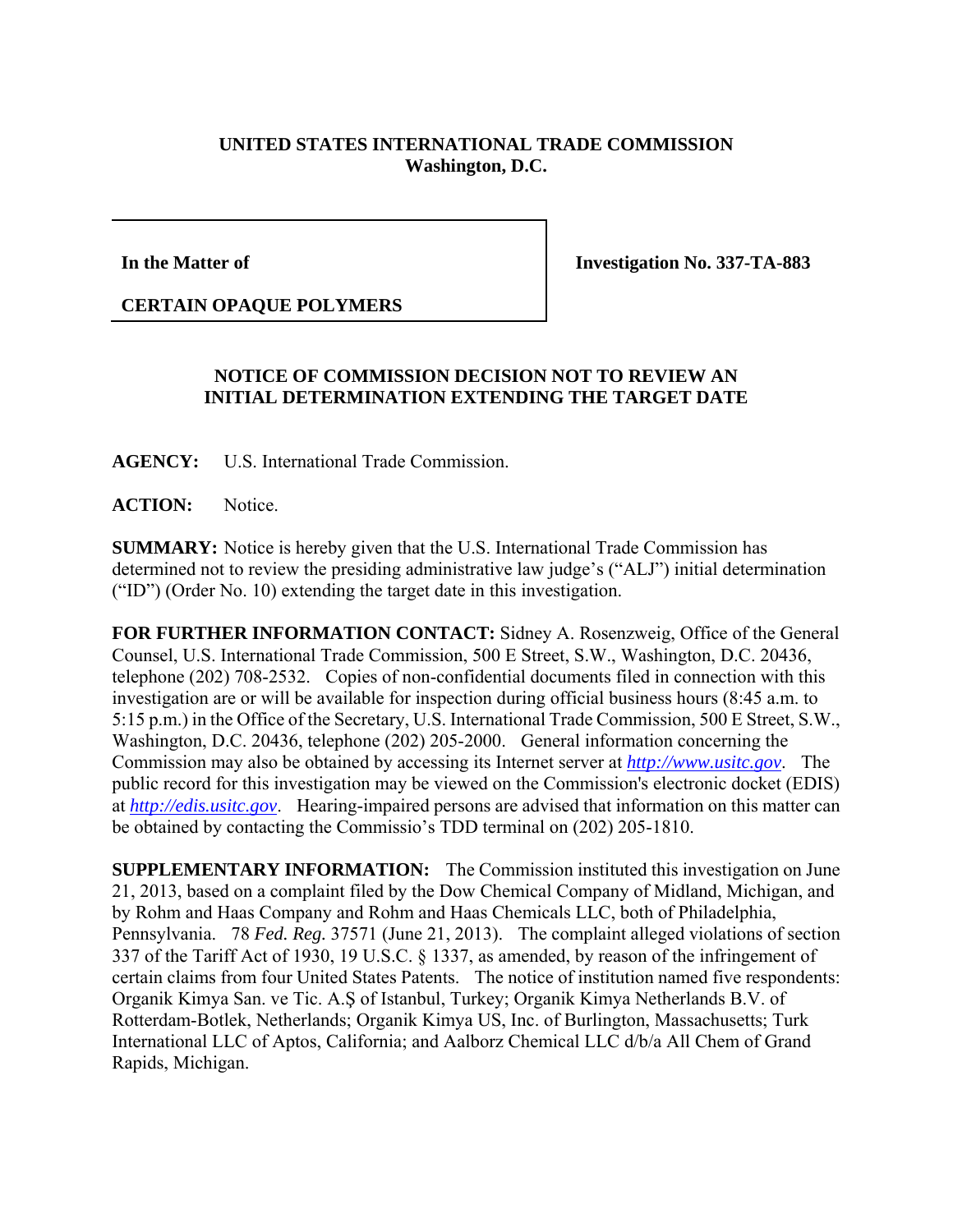**UNITED STATES INTERNATIONAL TRADE COMMISSION**
**Washington, D.C.**

| **In the Matter of** <br><br> **CERTAIN OPAQUE POLYMERS** | **Investigation No. 337-TA-883** |
|---|---|

**NOTICE OF COMMISSION DECISION NOT TO REVIEW AN INITIAL DETERMINATION EXTENDING THE TARGET DATE**

**AGENCY:** U.S. International Trade Commission.

**ACTION:** Notice.

**SUMMARY:** Notice is hereby given that the U.S. International Trade Commission has determined not to review the presiding administrative law judge's ("ALJ") initial determination ("ID") (Order No. 10) extending the target date in this investigation.

**FOR FURTHER INFORMATION CONTACT:** Sidney A. Rosenzweig, Office of the General Counsel, U.S. International Trade Commission, 500 E Street, S.W., Washington, D.C. 20436, telephone (202) 708-2532. Copies of non-confidential documents filed in connection with this investigation are or will be available for inspection during official business hours (8:45 a.m. to 5:15 p.m.) in the Office of the Secretary, U.S. International Trade Commission, 500 E Street, S.W., Washington, D.C. 20436, telephone (202) 205-2000. General information concerning the Commission may also be obtained by accessing its Internet server at *http://www.usitc.gov*. The public record for this investigation may be viewed on the Commission's electronic docket (EDIS) at *http://edis.usitc.gov*. Hearing-impaired persons are advised that information on this matter can be obtained by contacting the Commissio's TDD terminal on (202) 205-1810.

**SUPPLEMENTARY INFORMATION:** The Commission instituted this investigation on June 21, 2013, based on a complaint filed by the Dow Chemical Company of Midland, Michigan, and by Rohm and Haas Company and Rohm and Haas Chemicals LLC, both of Philadelphia, Pennsylvania. 78 *Fed. Reg.* 37571 (June 21, 2013). The complaint alleged violations of section 337 of the Tariff Act of 1930, 19 U.S.C. § 1337, as amended, by reason of the infringement of certain claims from four United States Patents. The notice of institution named five respondents: Organik Kimya San. ve Tic. A.Ş of Istanbul, Turkey; Organik Kimya Netherlands B.V. of Rotterdam-Botlek, Netherlands; Organik Kimya US, Inc. of Burlington, Massachusetts; Turk International LLC of Aptos, California; and Aalborz Chemical LLC d/b/a All Chem of Grand Rapids, Michigan.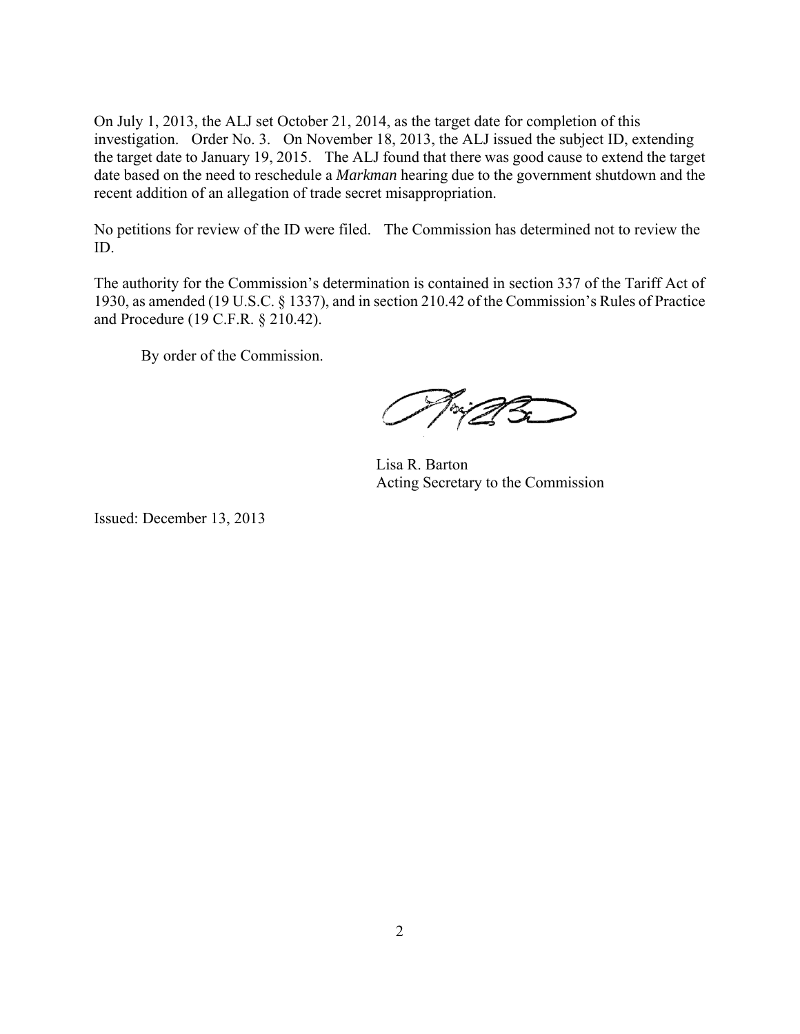On July 1, 2013, the ALJ set October 21, 2014, as the target date for completion of this investigation. Order No. 3. On November 18, 2013, the ALJ issued the subject ID, extending the target date to January 19, 2015. The ALJ found that there was good cause to extend the target date based on the need to reschedule a *Markman* hearing due to the government shutdown and the recent addition of an allegation of trade secret misappropriation.

No petitions for review of the ID were filed. The Commission has determined not to review the ID.

The authority for the Commission's determination is contained in section 337 of the Tariff Act of 1930, as amended (19 U.S.C. § 1337), and in section 210.42 of the Commission's Rules of Practice and Procedure (19 C.F.R. § 210.42).

By order of the Commission.

Lisa R. Barton
Acting Secretary to the Commission

Issued: December 13, 2013